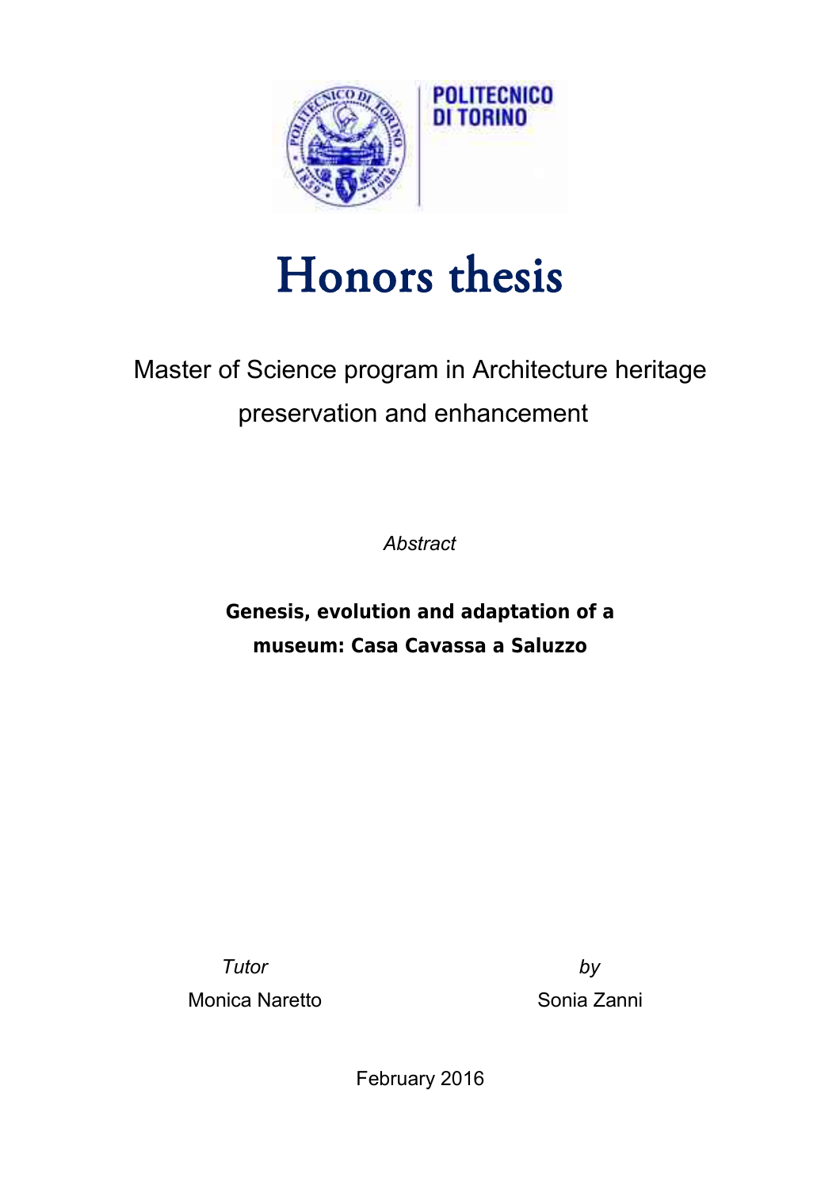POLITECNICO
DI TORINO

# Honors thesis

Master of Science program in Architecture heritage preservation and enhancement

*Abstract*

**Genesis, evolution and adaptation of a museum: Casa Cavassa a Saluzzo**

*Tutor*
Monica Naretto

*by*
Sonia Zanni

February 2016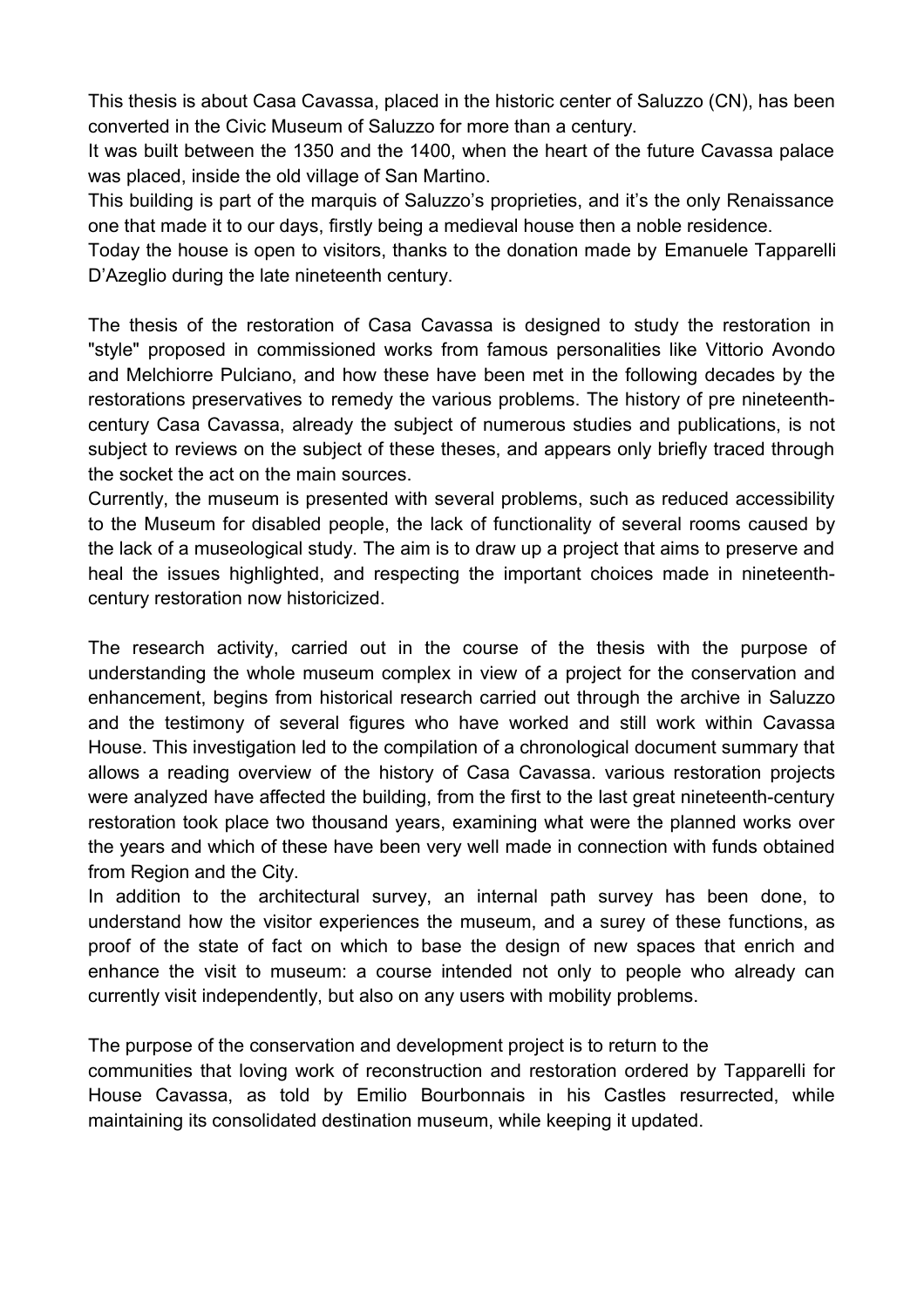This thesis is about Casa Cavassa, placed in the historic center of Saluzzo (CN), has been converted in the Civic Museum of Saluzzo for more than a century.
It was built between the 1350 and the 1400, when the heart of the future Cavassa palace was placed, inside the old village of San Martino.
This building is part of the marquis of Saluzzo's proprieties, and it's the only Renaissance one that made it to our days, firstly being a medieval house then a noble residence.
Today the house is open to visitors, thanks to the donation made by Emanuele Tapparelli D'Azeglio during the late nineteenth century.

The thesis of the restoration of Casa Cavassa is designed to study the restoration in "style" proposed in commissioned works from famous personalities like Vittorio Avondo and Melchiorre Pulciano, and how these have been met in the following decades by the restorations preservatives to remedy the various problems. The history of pre nineteenth-century Casa Cavassa, already the subject of numerous studies and publications, is not subject to reviews on the subject of these theses, and appears only briefly traced through the socket the act on the main sources.
Currently, the museum is presented with several problems, such as reduced accessibility to the Museum for disabled people, the lack of functionality of several rooms caused by the lack of a museological study. The aim is to draw up a project that aims to preserve and heal the issues highlighted, and respecting the important choices made in nineteenth-century restoration now historicized.

The research activity, carried out in the course of the thesis with the purpose of understanding the whole museum complex in view of a project for the conservation and enhancement, begins from historical research carried out through the archive in Saluzzo and the testimony of several figures who have worked and still work within Cavassa House. This investigation led to the compilation of a chronological document summary that allows a reading overview of the history of Casa Cavassa. various restoration projects were analyzed have affected the building, from the first to the last great nineteenth-century restoration took place two thousand years, examining what were the planned works over the years and which of these have been very well made in connection with funds obtained from Region and the City.
In addition to the architectural survey, an internal path survey has been done, to understand how the visitor experiences the museum, and a surey of these functions, as proof of the state of fact on which to base the design of new spaces that enrich and enhance the visit to museum: a course intended not only to people who already can currently visit independently, but also on any users with mobility problems.

The purpose of the conservation and development project is to return to the communities that loving work of reconstruction and restoration ordered by Tapparelli for House Cavassa, as told by Emilio Bourbonnais in his Castles resurrected, while maintaining its consolidated destination museum, while keeping it updated.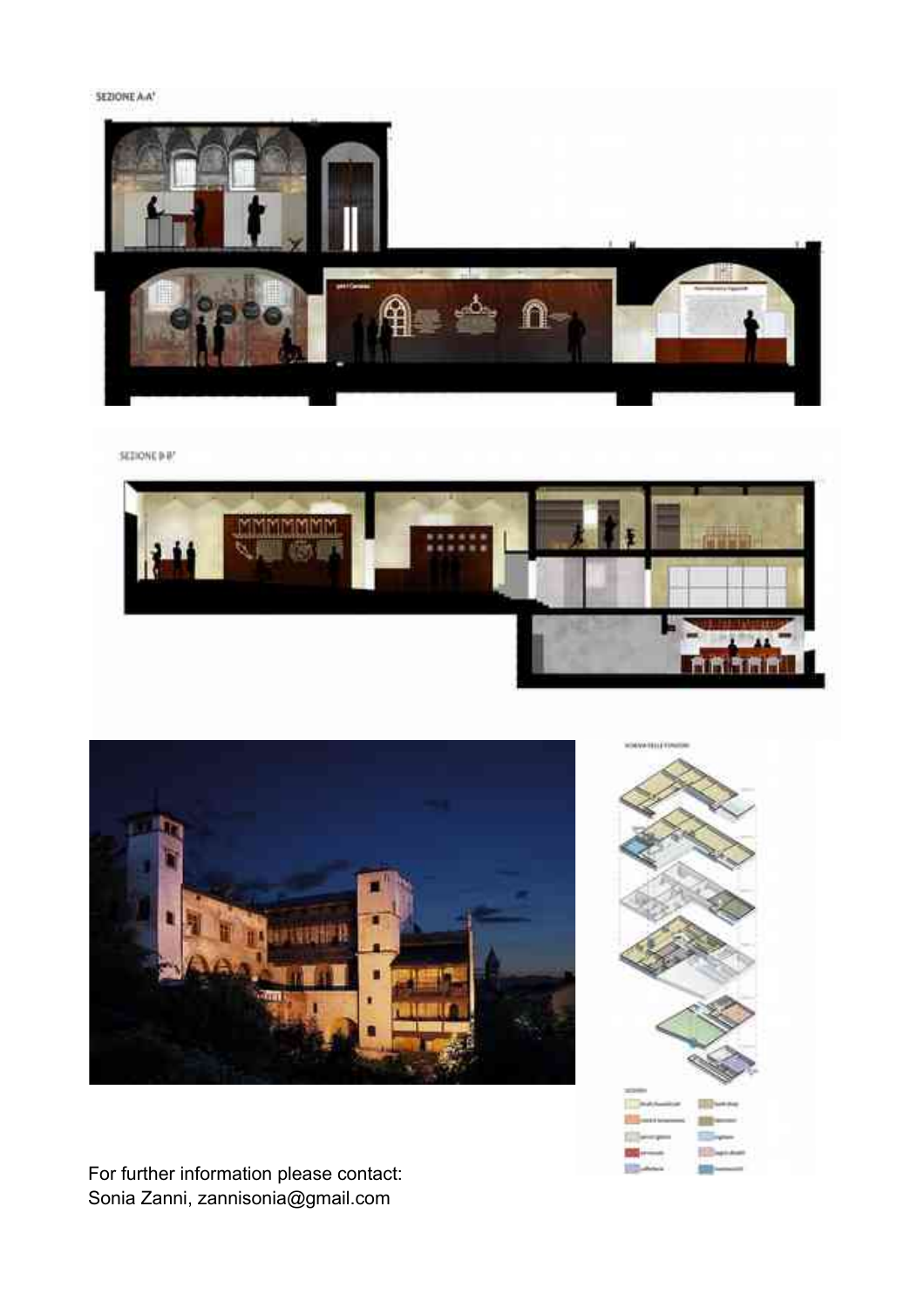SEZIONE A-A'

SEZIONE B-B'

For further information please contact:
Sonia Zanni, zannisonia@gmail.com